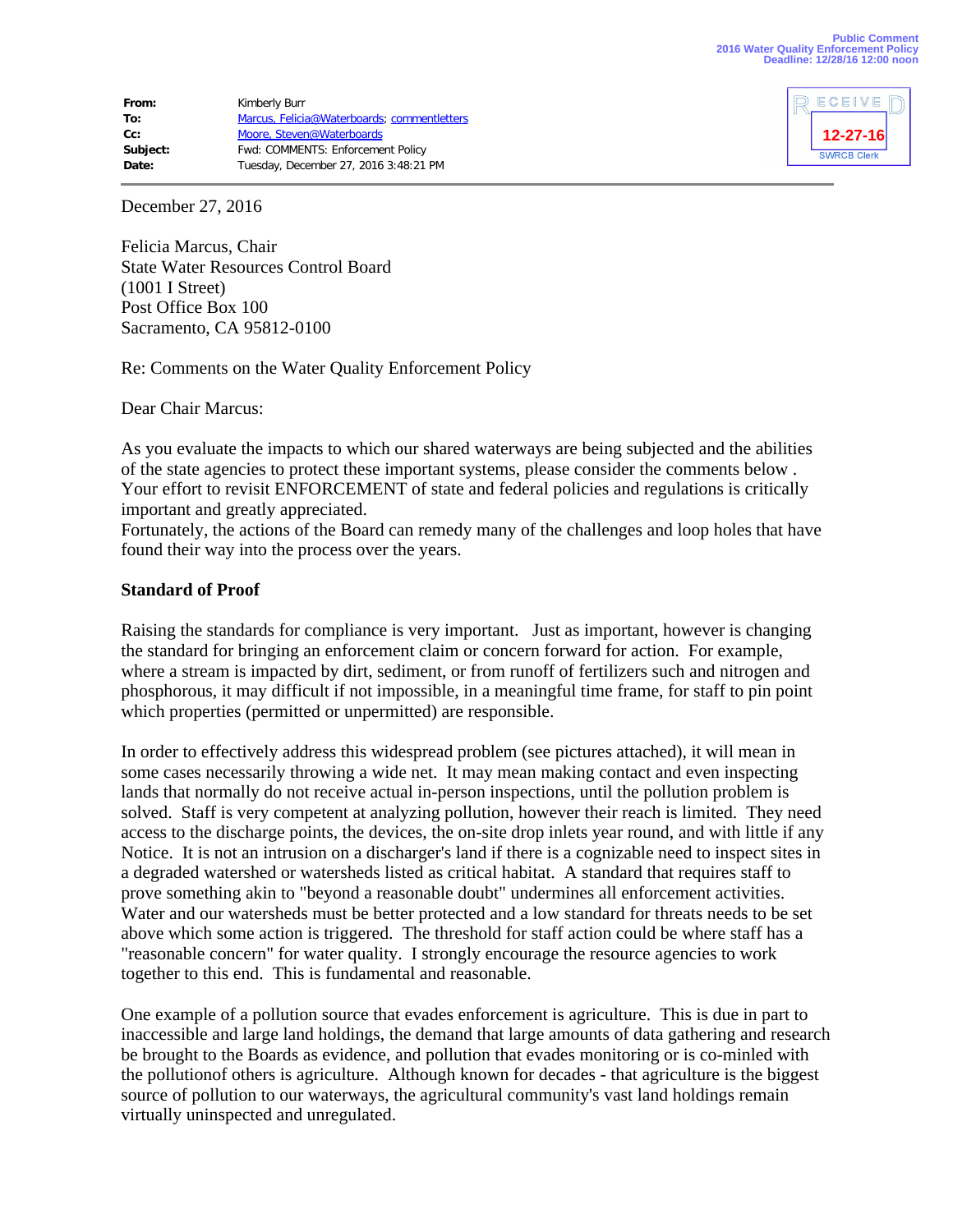Public Comment
2016 Water Quality Enforcement Policy
Deadline: 12/28/16 12:00 noon

RECEIVED
12-27-16
SWRCB Clerk

**From:** Kimberly Burr
**To:** Marcus, Felicia@Waterboards; commentletters
**Cc:** Moore, Steven@Waterboards
**Subject:** Fwd: COMMENTS: Enforcement Policy
**Date:** Tuesday, December 27, 2016 3:48:21 PM

December 27, 2016

Felicia Marcus, Chair
State Water Resources Control Board
(1001 I Street)
Post Office Box 100
Sacramento, CA 95812-0100

Re: Comments on the Water Quality Enforcement Policy

Dear Chair Marcus:

As you evaluate the impacts to which our shared waterways are being subjected and the abilities of the state agencies to protect these important systems, please consider the comments below . Your effort to revisit ENFORCEMENT of state and federal policies and regulations is critically important and greatly appreciated.
Fortunately, the actions of the Board can remedy many of the challenges and loop holes that have found their way into the process over the years.

**Standard of Proof**

Raising the standards for compliance is very important. Just as important, however is changing the standard for bringing an enforcement claim or concern forward for action. For example, where a stream is impacted by dirt, sediment, or from runoff of fertilizers such and nitrogen and phosphorous, it may difficult if not impossible, in a meaningful time frame, for staff to pin point which properties (permitted or unpermitted) are responsible.

In order to effectively address this widespread problem (see pictures attached), it will mean in some cases necessarily throwing a wide net. It may mean making contact and even inspecting lands that normally do not receive actual in-person inspections, until the pollution problem is solved. Staff is very competent at analyzing pollution, however their reach is limited. They need access to the discharge points, the devices, the on-site drop inlets year round, and with little if any Notice. It is not an intrusion on a discharger's land if there is a cognizable need to inspect sites in a degraded watershed or watersheds listed as critical habitat. A standard that requires staff to prove something akin to "beyond a reasonable doubt" undermines all enforcement activities. Water and our watersheds must be better protected and a low standard for threats needs to be set above which some action is triggered. The threshold for staff action could be where staff has a "reasonable concern" for water quality. I strongly encourage the resource agencies to work together to this end. This is fundamental and reasonable.

One example of a pollution source that evades enforcement is agriculture. This is due in part to inaccessible and large land holdings, the demand that large amounts of data gathering and research be brought to the Boards as evidence, and pollution that evades monitoring or is co-minled with the pollutionof others is agriculture. Although known for decades - that agriculture is the biggest source of pollution to our waterways, the agricultural community's vast land holdings remain virtually uninspected and unregulated.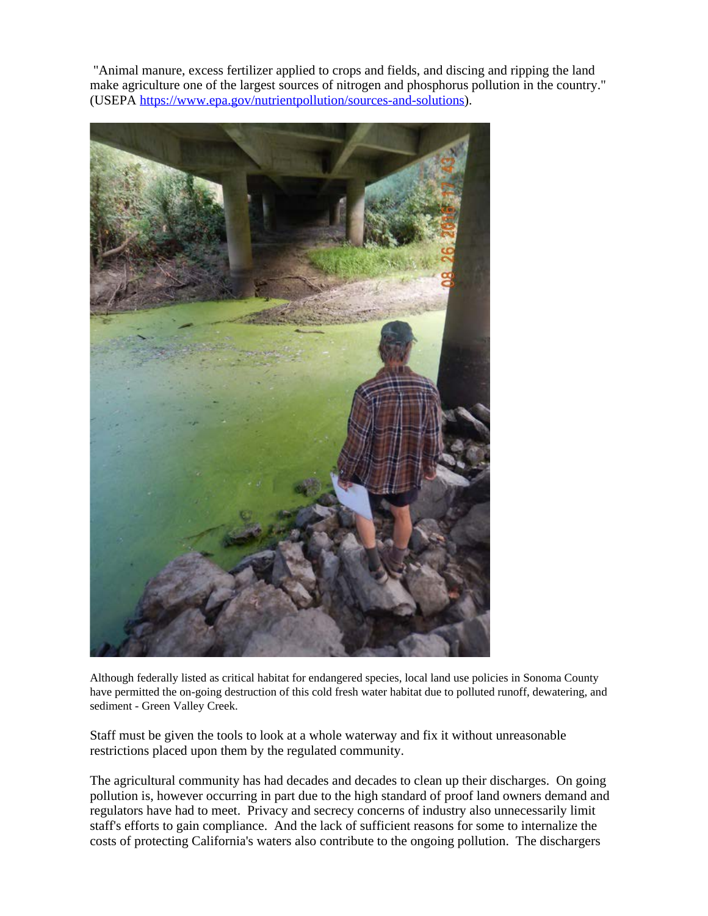"Animal manure, excess fertilizer applied to crops and fields, and discing and ripping the land make agriculture one of the largest sources of nitrogen and phosphorus pollution in the country." (USEPA https://www.epa.gov/nutrientpollution/sources-and-solutions).

Although federally listed as critical habitat for endangered species, local land use policies in Sonoma County have permitted the on-going destruction of this cold fresh water habitat due to polluted runoff, dewatering, and sediment - Green Valley Creek.

Staff must be given the tools to look at a whole waterway and fix it without unreasonable restrictions placed upon them by the regulated community.

The agricultural community has had decades and decades to clean up their discharges. On going pollution is, however occurring in part due to the high standard of proof land owners demand and regulators have had to meet. Privacy and secrecy concerns of industry also unnecessarily limit staff's efforts to gain compliance. And the lack of sufficient reasons for some to internalize the costs of protecting California's waters also contribute to the ongoing pollution. The dischargers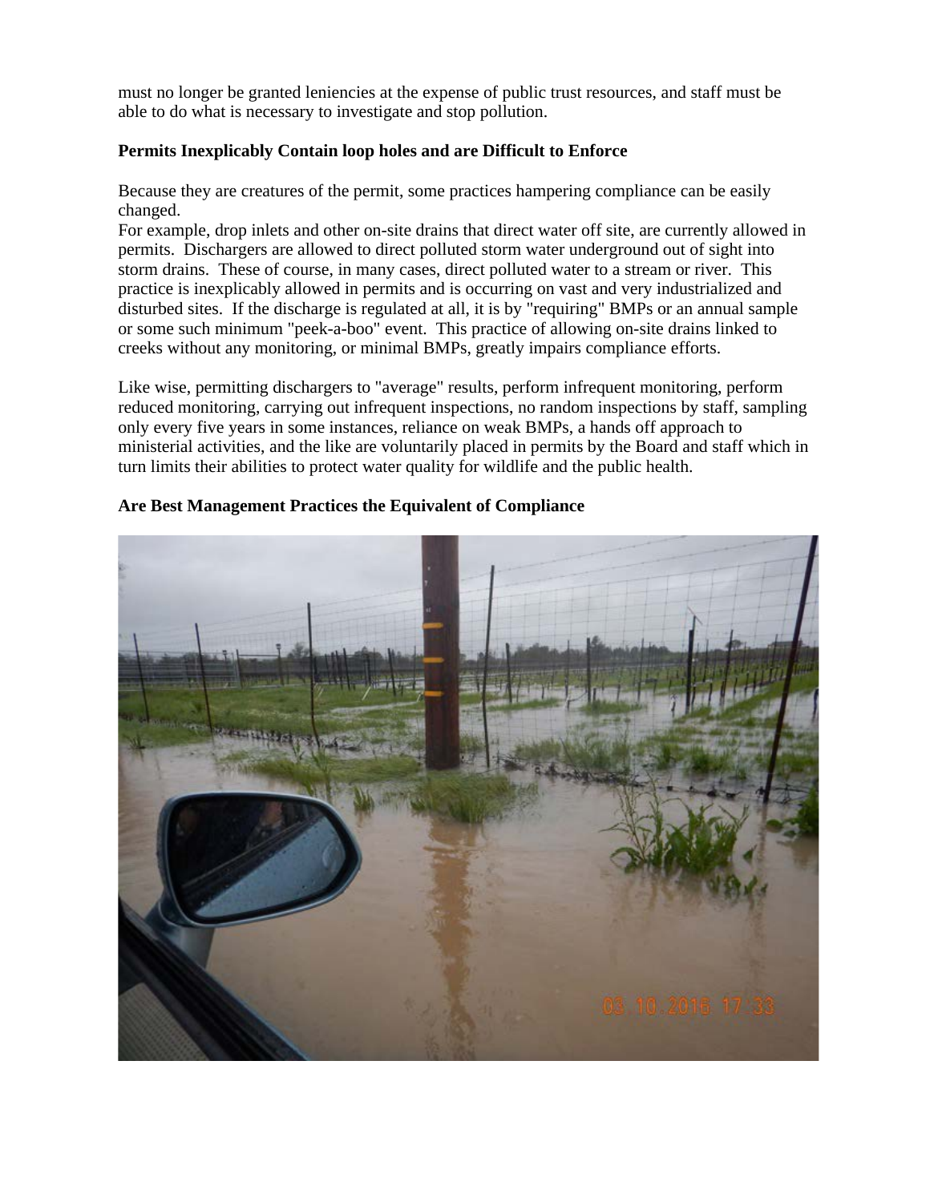must no longer be granted leniencies at the expense of public trust resources, and staff must be able to do what is necessary to investigate and stop pollution.

**Permits Inexplicably Contain loop holes and are Difficult to Enforce**

Because they are creatures of the permit, some practices hampering compliance can be easily changed.
For example, drop inlets and other on-site drains that direct water off site, are currently allowed in permits. Dischargers are allowed to direct polluted storm water underground out of sight into storm drains. These of course, in many cases, direct polluted water to a stream or river. This practice is inexplicably allowed in permits and is occurring on vast and very industrialized and disturbed sites. If the discharge is regulated at all, it is by "requiring" BMPs or an annual sample or some such minimum "peek-a-boo" event. This practice of allowing on-site drains linked to creeks without any monitoring, or minimal BMPs, greatly impairs compliance efforts.

Like wise, permitting dischargers to "average" results, perform infrequent monitoring, perform reduced monitoring, carrying out infrequent inspections, no random inspections by staff, sampling only every five years in some instances, reliance on weak BMPs, a hands off approach to ministerial activities, and the like are voluntarily placed in permits by the Board and staff which in turn limits their abilities to protect water quality for wildlife and the public health.

**Are Best Management Practices the Equivalent of Compliance**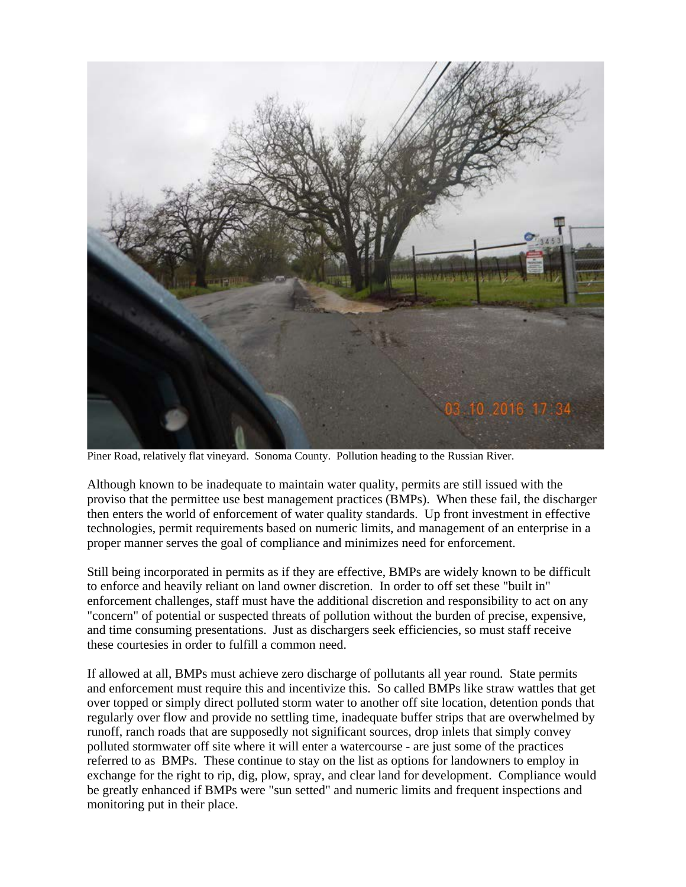Piner Road, relatively flat vineyard. Sonoma County. Pollution heading to the Russian River.

Although known to be inadequate to maintain water quality, permits are still issued with the proviso that the permittee use best management practices (BMPs). When these fail, the discharger then enters the world of enforcement of water quality standards. Up front investment in effective technologies, permit requirements based on numeric limits, and management of an enterprise in a proper manner serves the goal of compliance and minimizes need for enforcement.

Still being incorporated in permits as if they are effective, BMPs are widely known to be difficult to enforce and heavily reliant on land owner discretion. In order to off set these "built in" enforcement challenges, staff must have the additional discretion and responsibility to act on any "concern" of potential or suspected threats of pollution without the burden of precise, expensive, and time consuming presentations. Just as dischargers seek efficiencies, so must staff receive these courtesies in order to fulfill a common need.

If allowed at all, BMPs must achieve zero discharge of pollutants all year round. State permits and enforcement must require this and incentivize this. So called BMPs like straw wattles that get over topped or simply direct polluted storm water to another off site location, detention ponds that regularly over flow and provide no settling time, inadequate buffer strips that are overwhelmed by runoff, ranch roads that are supposedly not significant sources, drop inlets that simply convey polluted stormwater off site where it will enter a watercourse - are just some of the practices referred to as BMPs. These continue to stay on the list as options for landowners to employ in exchange for the right to rip, dig, plow, spray, and clear land for development. Compliance would be greatly enhanced if BMPs were "sun setted" and numeric limits and frequent inspections and monitoring put in their place.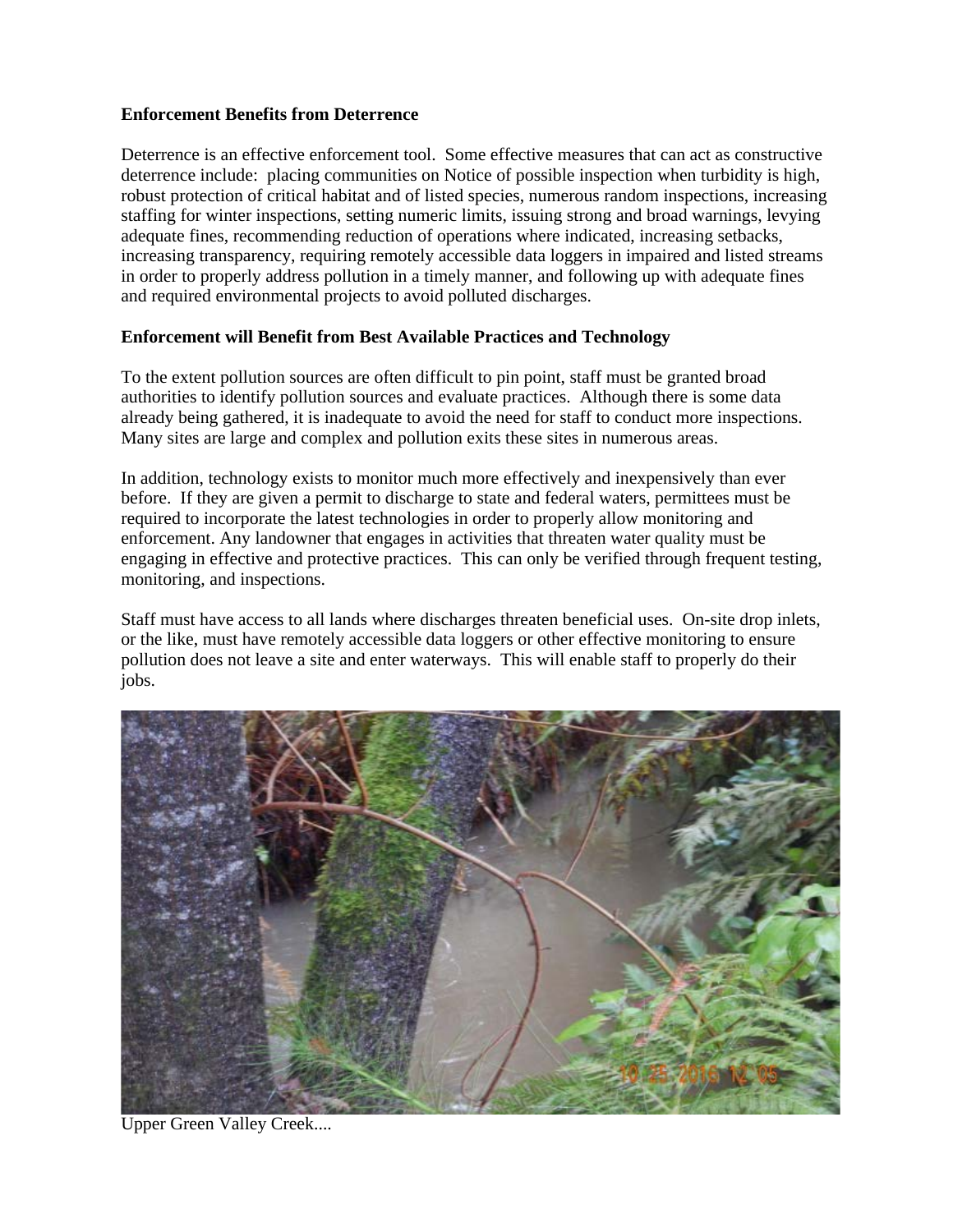**Enforcement Benefits from Deterrence**

Deterrence is an effective enforcement tool. Some effective measures that can act as constructive deterrence include: placing communities on Notice of possible inspection when turbidity is high, robust protection of critical habitat and of listed species, numerous random inspections, increasing staffing for winter inspections, setting numeric limits, issuing strong and broad warnings, levying adequate fines, recommending reduction of operations where indicated, increasing setbacks, increasing transparency, requiring remotely accessible data loggers in impaired and listed streams in order to properly address pollution in a timely manner, and following up with adequate fines and required environmental projects to avoid polluted discharges.

**Enforcement will Benefit from Best Available Practices and Technology**

To the extent pollution sources are often difficult to pin point, staff must be granted broad authorities to identify pollution sources and evaluate practices. Although there is some data already being gathered, it is inadequate to avoid the need for staff to conduct more inspections. Many sites are large and complex and pollution exits these sites in numerous areas.

In addition, technology exists to monitor much more effectively and inexpensively than ever before. If they are given a permit to discharge to state and federal waters, permittees must be required to incorporate the latest technologies in order to properly allow monitoring and enforcement. Any landowner that engages in activities that threaten water quality must be engaging in effective and protective practices. This can only be verified through frequent testing, monitoring, and inspections.

Staff must have access to all lands where discharges threaten beneficial uses. On-site drop inlets, or the like, must have remotely accessible data loggers or other effective monitoring to ensure pollution does not leave a site and enter waterways. This will enable staff to properly do their jobs.

Upper Green Valley Creek....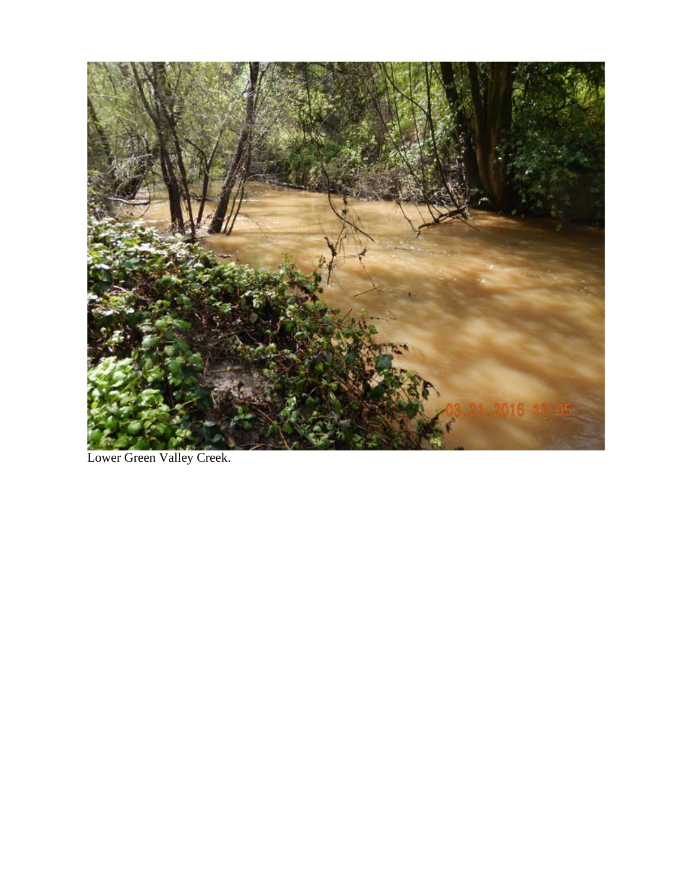Lower Green Valley Creek.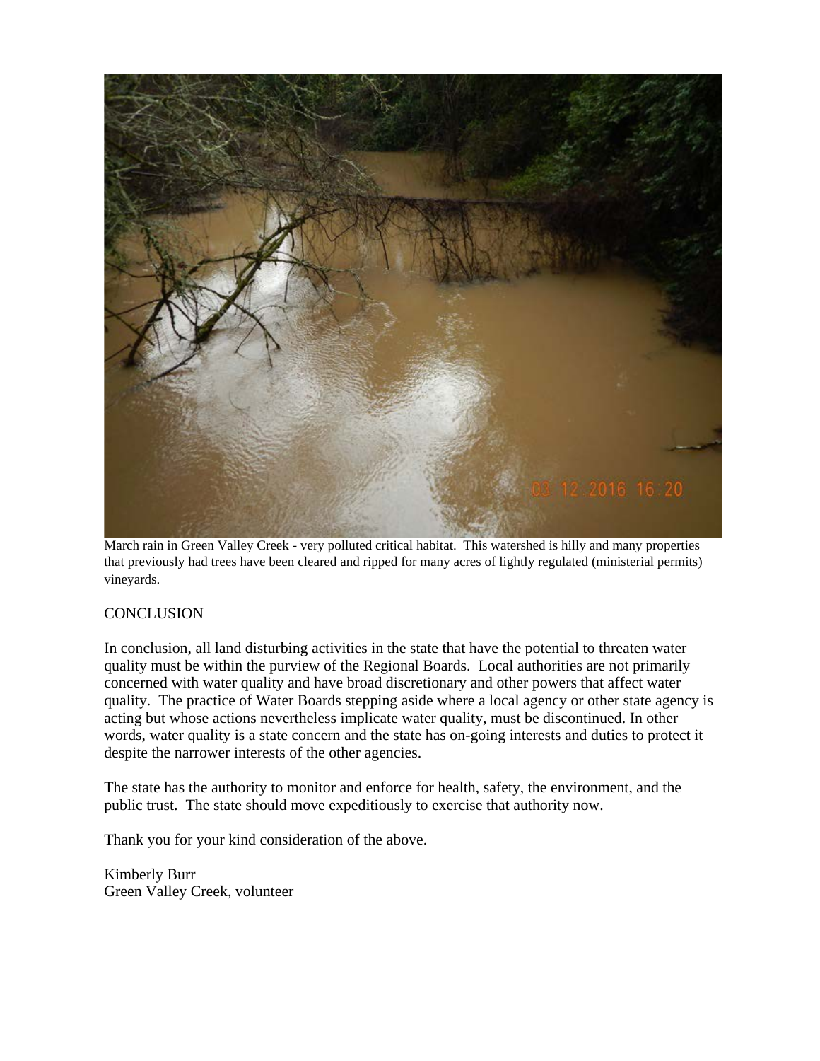March rain in Green Valley Creek - very polluted critical habitat. This watershed is hilly and many properties that previously had trees have been cleared and ripped for many acres of lightly regulated (ministerial permits) vineyards.

CONCLUSION

In conclusion, all land disturbing activities in the state that have the potential to threaten water quality must be within the purview of the Regional Boards. Local authorities are not primarily concerned with water quality and have broad discretionary and other powers that affect water quality. The practice of Water Boards stepping aside where a local agency or other state agency is acting but whose actions nevertheless implicate water quality, must be discontinued. In other words, water quality is a state concern and the state has on-going interests and duties to protect it despite the narrower interests of the other agencies.

The state has the authority to monitor and enforce for health, safety, the environment, and the public trust. The state should move expeditiously to exercise that authority now.

Thank you for your kind consideration of the above.

Kimberly Burr
Green Valley Creek, volunteer